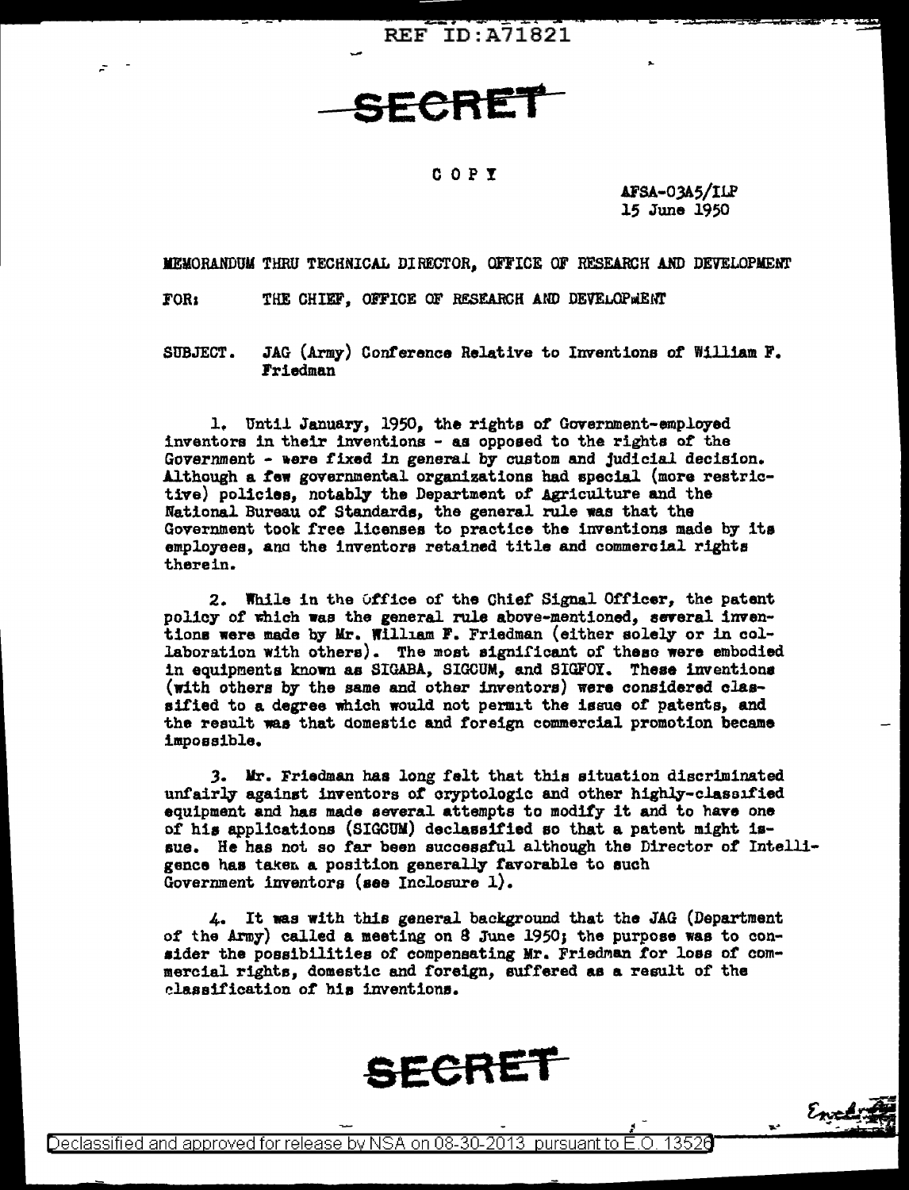REF ID:A71821

**SECRET**

COPY

AFSA-03A5/ILP
15 June 1950

MEMORANDUM THRU TECHNICAL DIRECTOR, OFFICE OF RESEARCH AND DEVELOPMENT

FOR: THE CHIEF, OFFICE OF RESEARCH AND DEVELOPMENT

SUBJECT. JAG (Army) Conference Relative to Inventions of William F. Friedman

1. Until January, 1950, the rights of Government-employed inventors in their inventions - as opposed to the rights of the Government - were fixed in general by custom and judicial decision. Although a few governmental organizations had special (more restrictive) policies, notably the Department of Agriculture and the National Bureau of Standards, the general rule was that the Government took free licenses to practice the inventions made by its employees, and the inventors retained title and commercial rights therein.

2. While in the Office of the Chief Signal Officer, the patent policy of which was the general rule above-mentioned, several inventions were made by Mr. William F. Friedman (either solely or in collaboration with others). The most significant of these were embodied in equipments known as SIGABA, SIGCUM, and SIGFOY. These inventions (with others by the same and other inventors) were considered classified to a degree which would not permit the issue of patents, and the result was that domestic and foreign commercial promotion became impossible.

3. Mr. Friedman has long felt that this situation discriminated unfairly against inventors of cryptologic and other highly-classified equipment and has made several attempts to modify it and to have one of his applications (SIGCUM) declassified so that a patent might issue. He has not so far been successful although the Director of Intelligence has taken a position generally favorable to such Government inventors (see Inclosure 1).

4. It was with this general background that the JAG (Department of the Army) called a meeting on 8 June 1950; the purpose was to consider the possibilities of compensating Mr. Friedman for loss of commercial rights, domestic and foreign, suffered as a result of the classification of his inventions.

**SECRET**

Incl

Declassified and approved for release by NSA on 08-30-2013 pursuant to E.O. 13526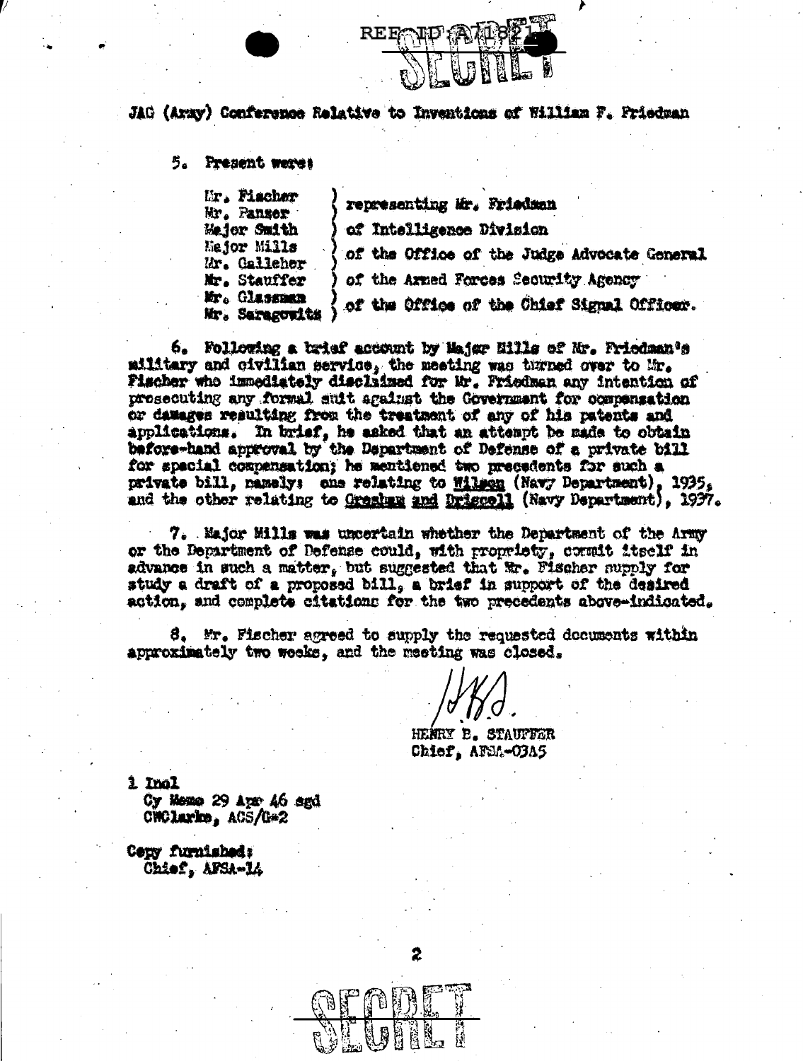REF ID:A71821

SECRET

JAG (Army) Conference Relative to Inventions of William F. Friedman

5. Present were:

| | |
|---|---|
| Mr. Fischer<br>Mr. Panzer | representing Mr. Friedman |
| Major Smith | of Intelligence Division |
| Major Mills<br>Mr. Galleher | of the Office of the Judge Advocate General |
| Mr. Stauffer | of the Armed Forces Security Agency |
| Mr. Glassman<br>Mr. Saragovitz | of the Office of the Chief Signal Officer. |

6. Following a brief account by Major Mills of Mr. Friedman's military and civilian service, the meeting was turned over to Mr. Fischer who immediately disclaimed for Mr. Friedman any intention of prosecuting any formal suit against the Government for compensation or damages resulting from the treatment of any of his patents and applications. In brief, he asked that an attempt be made to obtain before-hand approval by the Department of Defense of a private bill for special compensation; he mentioned two precedents for such a private bill, namely: one relating to Wilson (Navy Department), 1935, and the other relating to Gresham and Driscoll (Navy Department), 1937.

7. Major Mills was uncertain whether the Department of the Army or the Department of Defense could, with propriety, commit itself in advance in such a matter, but suggested that Mr. Fischer supply for study a draft of a proposed bill, a brief in support of the desired action, and complete citations for the two precedents above-indicated.

8. Mr. Fischer agreed to supply the requested documents within approximately two weeks, and the meeting was closed.

HBS.

HENRY B. STAUFFER
Chief, AFSA-03A5

1 Incl
Cy Memo 29 Apr 46 sgd
CWClarke, ACS/G-2

Copy furnished:
Chief, AFSA-14

SECRET